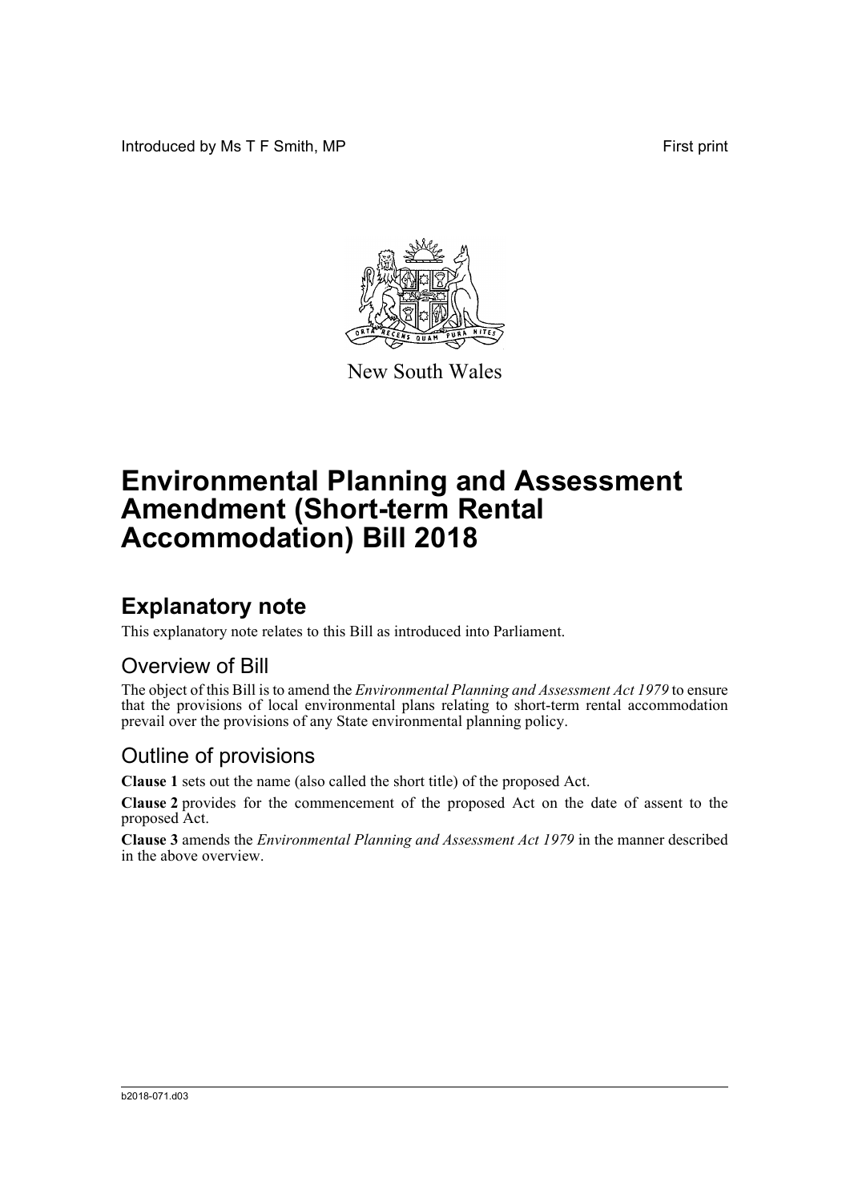Introduced by Ms T F Smith, MP First print

New South Wales

# Environmental Planning and Assessment Amendment (Short-term Rental Accommodation) Bill 2018

## Explanatory note

This explanatory note relates to this Bill as introduced into Parliament.

### Overview of Bill

The object of this Bill is to amend the *Environmental Planning and Assessment Act 1979* to ensure that the provisions of local environmental plans relating to short-term rental accommodation prevail over the provisions of any State environmental planning policy.

### Outline of provisions

**Clause 1** sets out the name (also called the short title) of the proposed Act.

**Clause 2** provides for the commencement of the proposed Act on the date of assent to the proposed Act.

**Clause 3** amends the *Environmental Planning and Assessment Act 1979* in the manner described in the above overview.

b2018-071.d03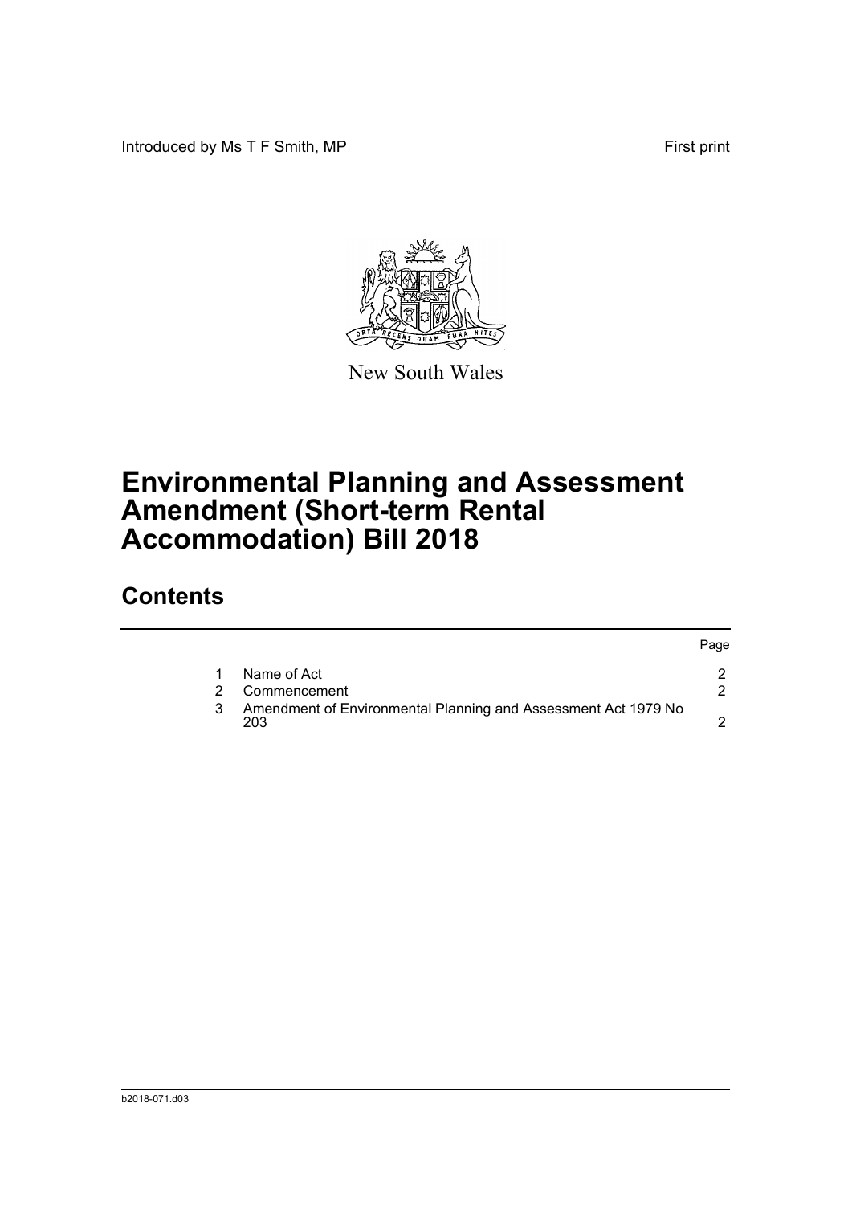Introduced by Ms T F Smith, MP First print

New South Wales

# Environmental Planning and Assessment Amendment (Short-term Rental Accommodation) Bill 2018

## Contents

| | | Page |
|---|---|---|
| 1 | Name of Act | 2 |
| 2 | Commencement | 2 |
| 3 | Amendment of Environmental Planning and Assessment Act 1979 No 203 | 2 |

b2018-071.d03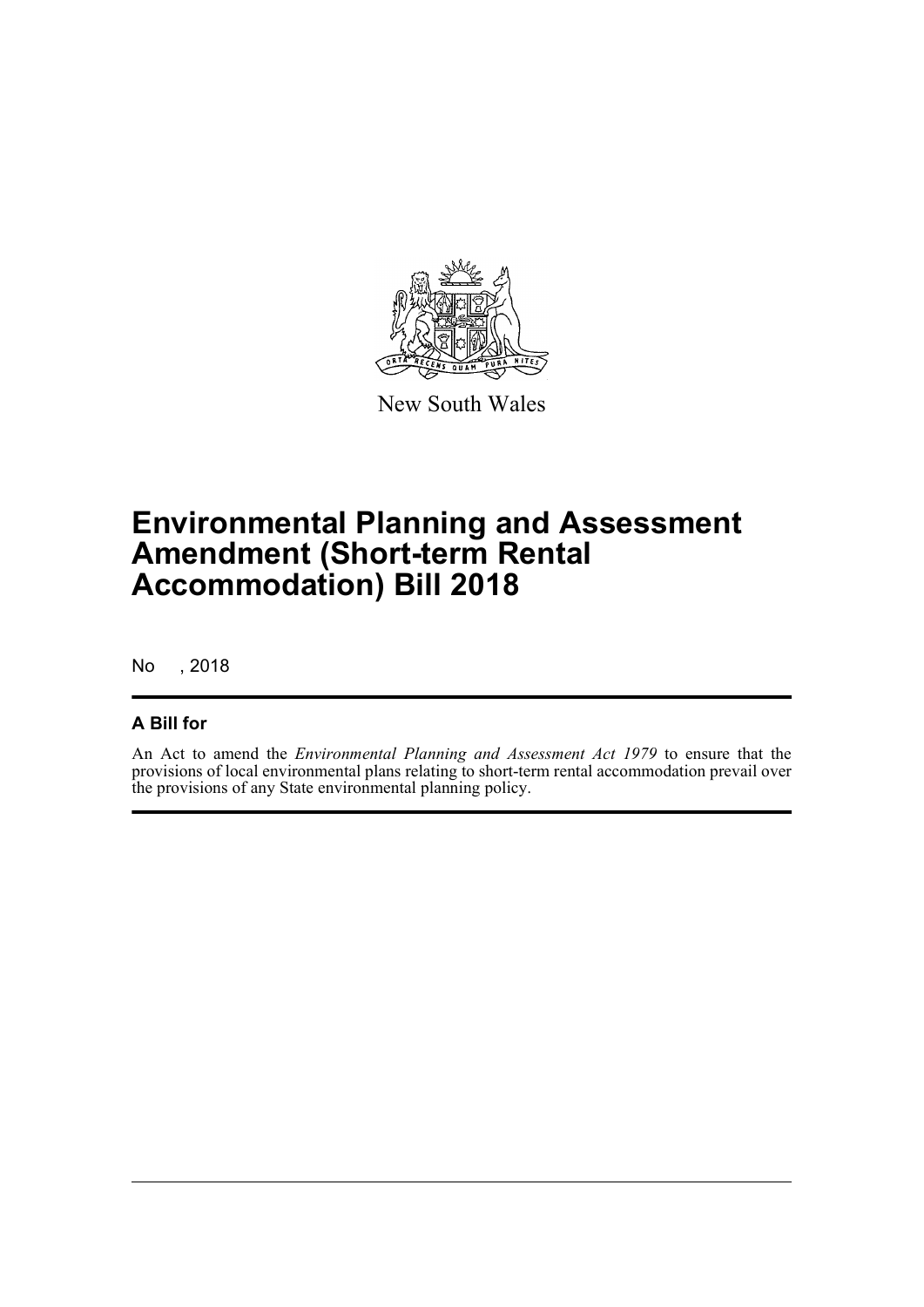New South Wales

# Environmental Planning and Assessment Amendment (Short-term Rental Accommodation) Bill 2018

No , 2018

## A Bill for

An Act to amend the *Environmental Planning and Assessment Act 1979* to ensure that the provisions of local environmental plans relating to short-term rental accommodation prevail over the provisions of any State environmental planning policy.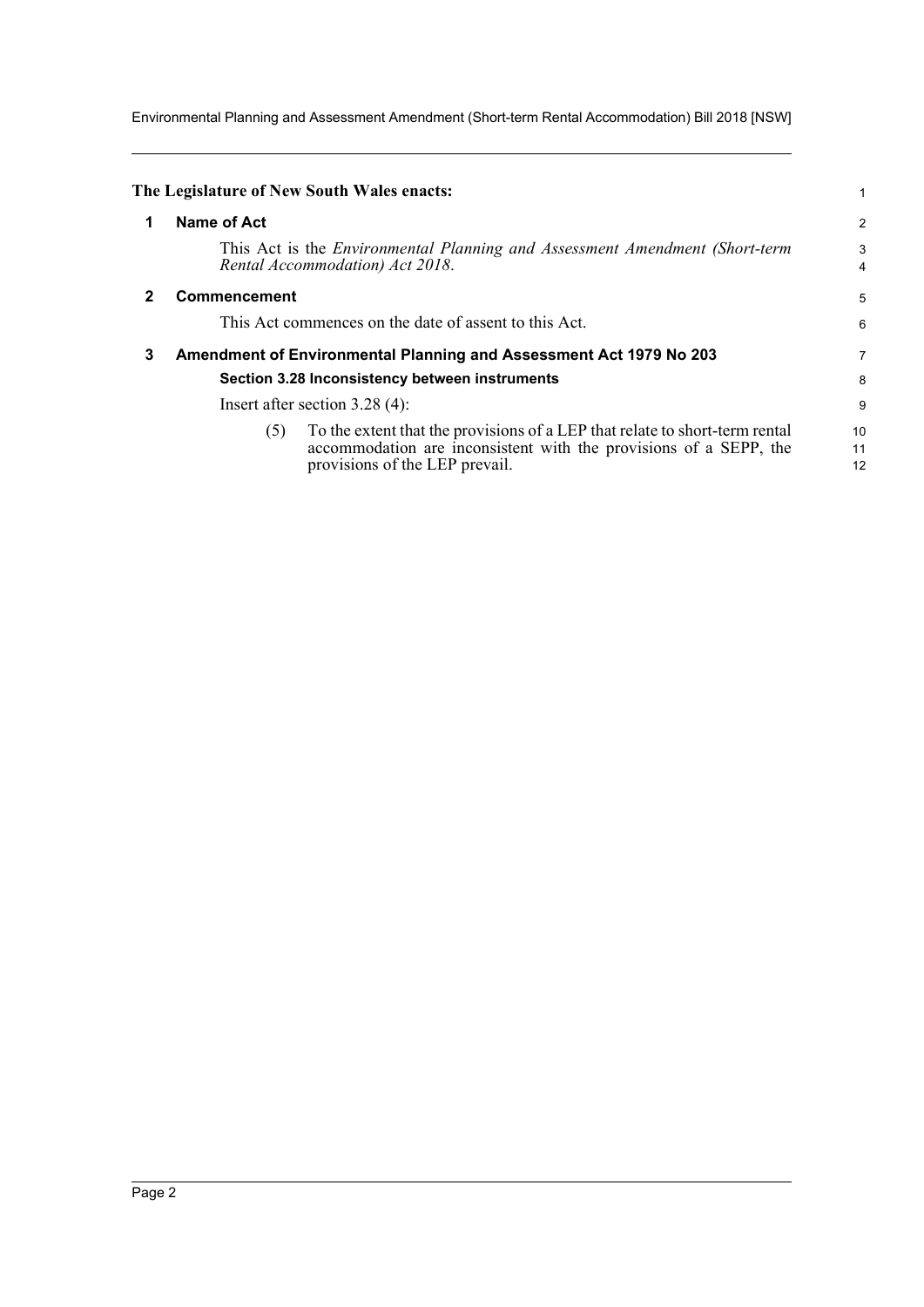**The Legislature of New South Wales enacts:**

## 1 Name of Act

This Act is the *Environmental Planning and Assessment Amendment (Short-term Rental Accommodation) Act 2018*.

## 2 Commencement

This Act commences on the date of assent to this Act.

## 3 Amendment of Environmental Planning and Assessment Act 1979 No 203

### Section 3.28 Inconsistency between instruments

Insert after section 3.28 (4):

(5) To the extent that the provisions of a LEP that relate to short-term rental accommodation are inconsistent with the provisions of a SEPP, the provisions of the LEP prevail.